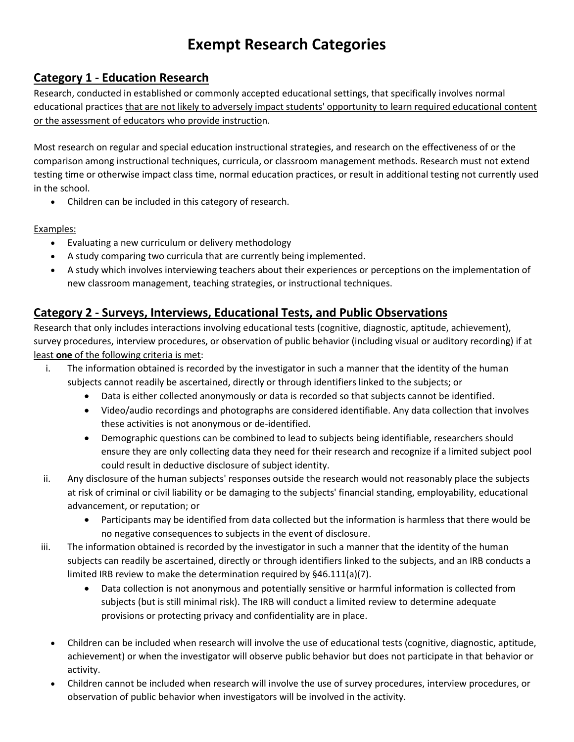# Exempt Research Categories

## Category 1 - Education Research

Research, conducted in established or commonly accepted educational settings, that specifically involves normal educational practices <u>that are not likely to adversely impact students' opportunity to learn required educational content or the assessment of educators who provide instructio</u>n.

Most research on regular and special education instructional strategies, and research on the effectiveness of or the comparison among instructional techniques, curricula, or classroom management methods. Research must not extend testing time or otherwise impact class time, normal education practices, or result in additional testing not currently used in the school.

- Children can be included in this category of research.

<u>Examples:</u>

- Evaluating a new curriculum or delivery methodology
- A study comparing two curricula that are currently being implemented.
- A study which involves interviewing teachers about their experiences or perceptions on the implementation of new classroom management, teaching strategies, or instructional techniques.

## Category 2 - Surveys, Interviews, Educational Tests, and Public Observations

Research that only includes interactions involving educational tests (cognitive, diagnostic, aptitude, achievement), survey procedures, interview procedures, or observation of public behavior (including visual or auditory recording) <u>if at least **one** of the following criteria is met</u>:

i. The information obtained is recorded by the investigator in such a manner that the identity of the human subjects cannot readily be ascertained, directly or through identifiers linked to the subjects; or
   - Data is either collected anonymously or data is recorded so that subjects cannot be identified.
   - Video/audio recordings and photographs are considered identifiable. Any data collection that involves these activities is not anonymous or de-identified.
   - Demographic questions can be combined to lead to subjects being identifiable, researchers should ensure they are only collecting data they need for their research and recognize if a limited subject pool could result in deductive disclosure of subject identity.

ii. Any disclosure of the human subjects' responses outside the research would not reasonably place the subjects at risk of criminal or civil liability or be damaging to the subjects' financial standing, employability, educational advancement, or reputation; or
   - Participants may be identified from data collected but the information is harmless that there would be no negative consequences to subjects in the event of disclosure.

iii. The information obtained is recorded by the investigator in such a manner that the identity of the human subjects can readily be ascertained, directly or through identifiers linked to the subjects, and an IRB conducts a limited IRB review to make the determination required by §46.111(a)(7).
   - Data collection is not anonymous and potentially sensitive or harmful information is collected from subjects (but is still minimal risk). The IRB will conduct a limited review to determine adequate provisions or protecting privacy and confidentiality are in place.

- Children can be included when research will involve the use of educational tests (cognitive, diagnostic, aptitude, achievement) or when the investigator will observe public behavior but does not participate in that behavior or activity.
- Children cannot be included when research will involve the use of survey procedures, interview procedures, or observation of public behavior when investigators will be involved in the activity.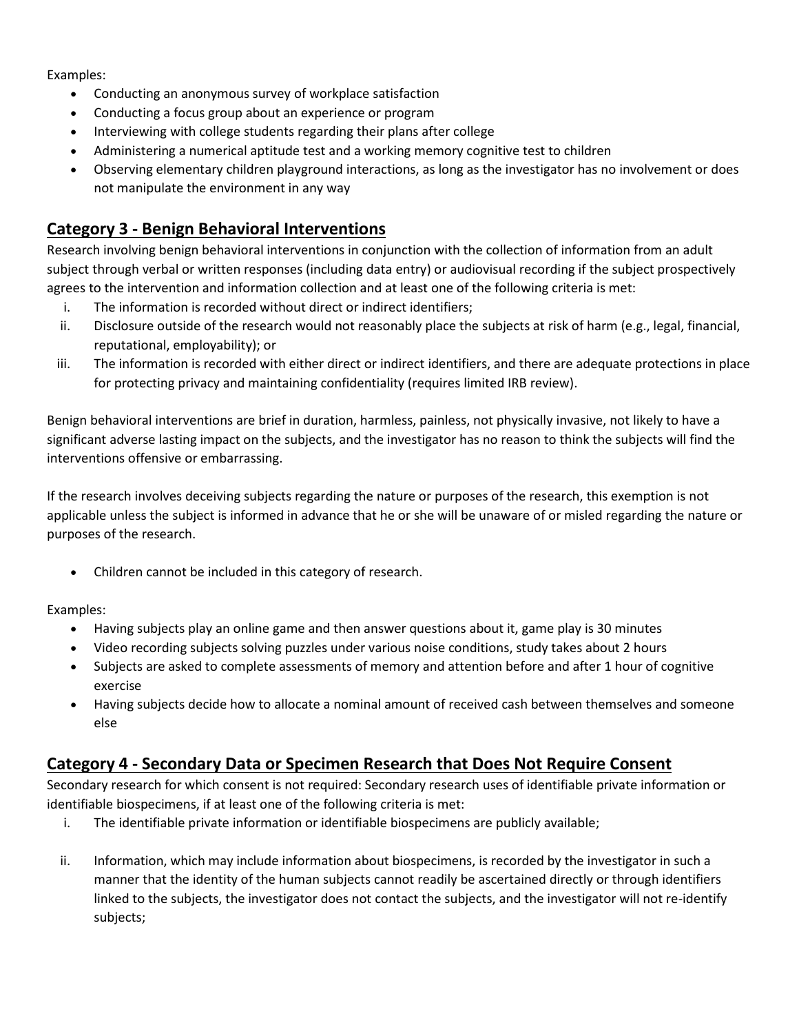Examples:

- Conducting an anonymous survey of workplace satisfaction
- Conducting a focus group about an experience or program
- Interviewing with college students regarding their plans after college
- Administering a numerical aptitude test and a working memory cognitive test to children
- Observing elementary children playground interactions, as long as the investigator has no involvement or does not manipulate the environment in any way

## Category 3 - Benign Behavioral Interventions

Research involving benign behavioral interventions in conjunction with the collection of information from an adult subject through verbal or written responses (including data entry) or audiovisual recording if the subject prospectively agrees to the intervention and information collection and at least one of the following criteria is met:

i. The information is recorded without direct or indirect identifiers;
ii. Disclosure outside of the research would not reasonably place the subjects at risk of harm (e.g., legal, financial, reputational, employability); or
iii. The information is recorded with either direct or indirect identifiers, and there are adequate protections in place for protecting privacy and maintaining confidentiality (requires limited IRB review).

Benign behavioral interventions are brief in duration, harmless, painless, not physically invasive, not likely to have a significant adverse lasting impact on the subjects, and the investigator has no reason to think the subjects will find the interventions offensive or embarrassing.

If the research involves deceiving subjects regarding the nature or purposes of the research, this exemption is not applicable unless the subject is informed in advance that he or she will be unaware of or misled regarding the nature or purposes of the research.

- Children cannot be included in this category of research.

Examples:

- Having subjects play an online game and then answer questions about it, game play is 30 minutes
- Video recording subjects solving puzzles under various noise conditions, study takes about 2 hours
- Subjects are asked to complete assessments of memory and attention before and after 1 hour of cognitive exercise
- Having subjects decide how to allocate a nominal amount of received cash between themselves and someone else

## Category 4 - Secondary Data or Specimen Research that Does Not Require Consent

Secondary research for which consent is not required: Secondary research uses of identifiable private information or identifiable biospecimens, if at least one of the following criteria is met:

i. The identifiable private information or identifiable biospecimens are publicly available;
ii. Information, which may include information about biospecimens, is recorded by the investigator in such a manner that the identity of the human subjects cannot readily be ascertained directly or through identifiers linked to the subjects, the investigator does not contact the subjects, and the investigator will not re-identify subjects;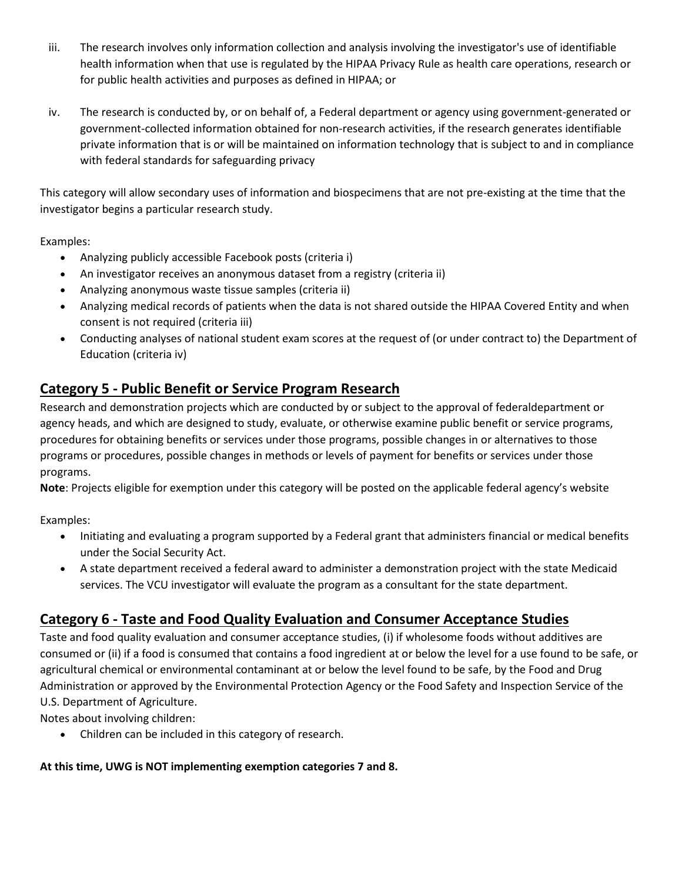iii. The research involves only information collection and analysis involving the investigator's use of identifiable health information when that use is regulated by the HIPAA Privacy Rule as health care operations, research or for public health activities and purposes as defined in HIPAA; or

iv. The research is conducted by, or on behalf of, a Federal department or agency using government-generated or government-collected information obtained for non-research activities, if the research generates identifiable private information that is or will be maintained on information technology that is subject to and in compliance with federal standards for safeguarding privacy

This category will allow secondary uses of information and biospecimens that are not pre-existing at the time that the investigator begins a particular research study.

Examples:

- Analyzing publicly accessible Facebook posts (criteria i)
- An investigator receives an anonymous dataset from a registry (criteria ii)
- Analyzing anonymous waste tissue samples (criteria ii)
- Analyzing medical records of patients when the data is not shared outside the HIPAA Covered Entity and when consent is not required (criteria iii)
- Conducting analyses of national student exam scores at the request of (or under contract to) the Department of Education (criteria iv)

## Category 5 - Public Benefit or Service Program Research

Research and demonstration projects which are conducted by or subject to the approval of federaldepartment or agency heads, and which are designed to study, evaluate, or otherwise examine public benefit or service programs, procedures for obtaining benefits or services under those programs, possible changes in or alternatives to those programs or procedures, possible changes in methods or levels of payment for benefits or services under those programs.

**Note**: Projects eligible for exemption under this category will be posted on the applicable federal agency's website

Examples:

- Initiating and evaluating a program supported by a Federal grant that administers financial or medical benefits under the Social Security Act.
- A state department received a federal award to administer a demonstration project with the state Medicaid services. The VCU investigator will evaluate the program as a consultant for the state department.

## Category 6 - Taste and Food Quality Evaluation and Consumer Acceptance Studies

Taste and food quality evaluation and consumer acceptance studies, (i) if wholesome foods without additives are consumed or (ii) if a food is consumed that contains a food ingredient at or below the level for a use found to be safe, or agricultural chemical or environmental contaminant at or below the level found to be safe, by the Food and Drug Administration or approved by the Environmental Protection Agency or the Food Safety and Inspection Service of the U.S. Department of Agriculture.

Notes about involving children:

- Children can be included in this category of research.

**At this time, UWG is NOT implementing exemption categories 7 and 8.**